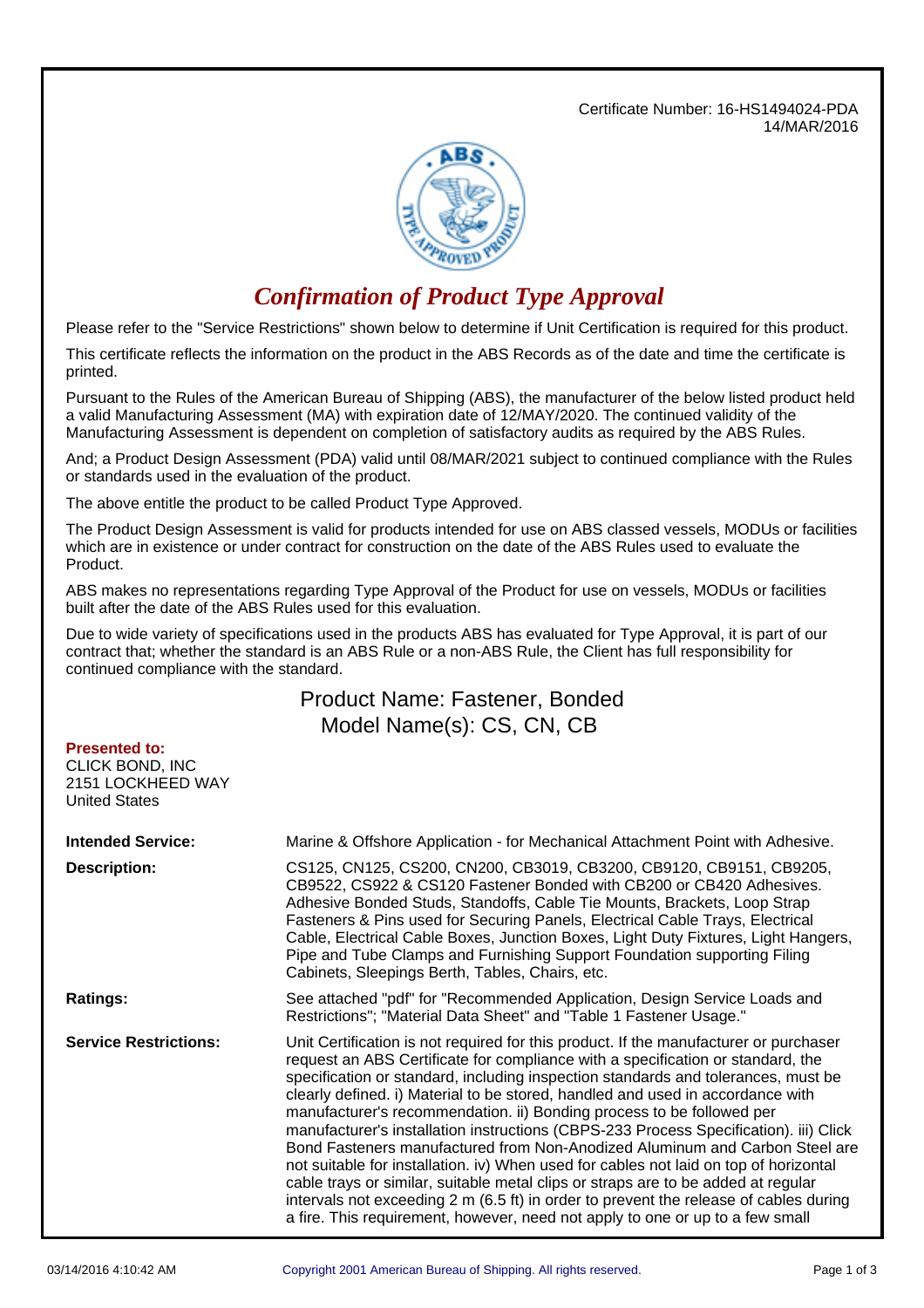Certificate Number: 16-HS1494024-PDA
14/MAR/2016

# *Confirmation of Product Type Approval*

Please refer to the "Service Restrictions" shown below to determine if Unit Certification is required for this product.

This certificate reflects the information on the product in the ABS Records as of the date and time the certificate is printed.

Pursuant to the Rules of the American Bureau of Shipping (ABS), the manufacturer of the below listed product held a valid Manufacturing Assessment (MA) with expiration date of 12/MAY/2020. The continued validity of the Manufacturing Assessment is dependent on completion of satisfactory audits as required by the ABS Rules.

And; a Product Design Assessment (PDA) valid until 08/MAR/2021 subject to continued compliance with the Rules or standards used in the evaluation of the product.

The above entitle the product to be called Product Type Approved.

The Product Design Assessment is valid for products intended for use on ABS classed vessels, MODUs or facilities which are in existence or under contract for construction on the date of the ABS Rules used to evaluate the Product.

ABS makes no representations regarding Type Approval of the Product for use on vessels, MODUs or facilities built after the date of the ABS Rules used for this evaluation.

Due to wide variety of specifications used in the products ABS has evaluated for Type Approval, it is part of our contract that; whether the standard is an ABS Rule or a non-ABS Rule, the Client has full responsibility for continued compliance with the standard.

## Product Name: Fastener, Bonded
## Model Name(s): CS, CN, CB

**Presented to:**
CLICK BOND, INC
2151 LOCKHEED WAY
United States

**Intended Service:** Marine & Offshore Application - for Mechanical Attachment Point with Adhesive.

**Description:** CS125, CN125, CS200, CN200, CB3019, CB3200, CB9120, CB9151, CB9205, CB9522, CS922 & CS120 Fastener Bonded with CB200 or CB420 Adhesives. Adhesive Bonded Studs, Standoffs, Cable Tie Mounts, Brackets, Loop Strap Fasteners & Pins used for Securing Panels, Electrical Cable Trays, Electrical Cable, Electrical Cable Boxes, Junction Boxes, Light Duty Fixtures, Light Hangers, Pipe and Tube Clamps and Furnishing Support Foundation supporting Filing Cabinets, Sleepings Berth, Tables, Chairs, etc.

**Ratings:** See attached "pdf" for "Recommended Application, Design Service Loads and Restrictions"; "Material Data Sheet" and "Table 1 Fastener Usage."

**Service Restrictions:** Unit Certification is not required for this product. If the manufacturer or purchaser request an ABS Certificate for compliance with a specification or standard, the specification or standard, including inspection standards and tolerances, must be clearly defined. i) Material to be stored, handled and used in accordance with manufacturer's recommendation. ii) Bonding process to be followed per manufacturer's installation instructions (CBPS-233 Process Specification). iii) Click Bond Fasteners manufactured from Non-Anodized Aluminum and Carbon Steel are not suitable for installation. iv) When used for cables not laid on top of horizontal cable trays or similar, suitable metal clips or straps are to be added at regular intervals not exceeding 2 m (6.5 ft) in order to prevent the release of cables during a fire. This requirement, however, need not apply to one or up to a few small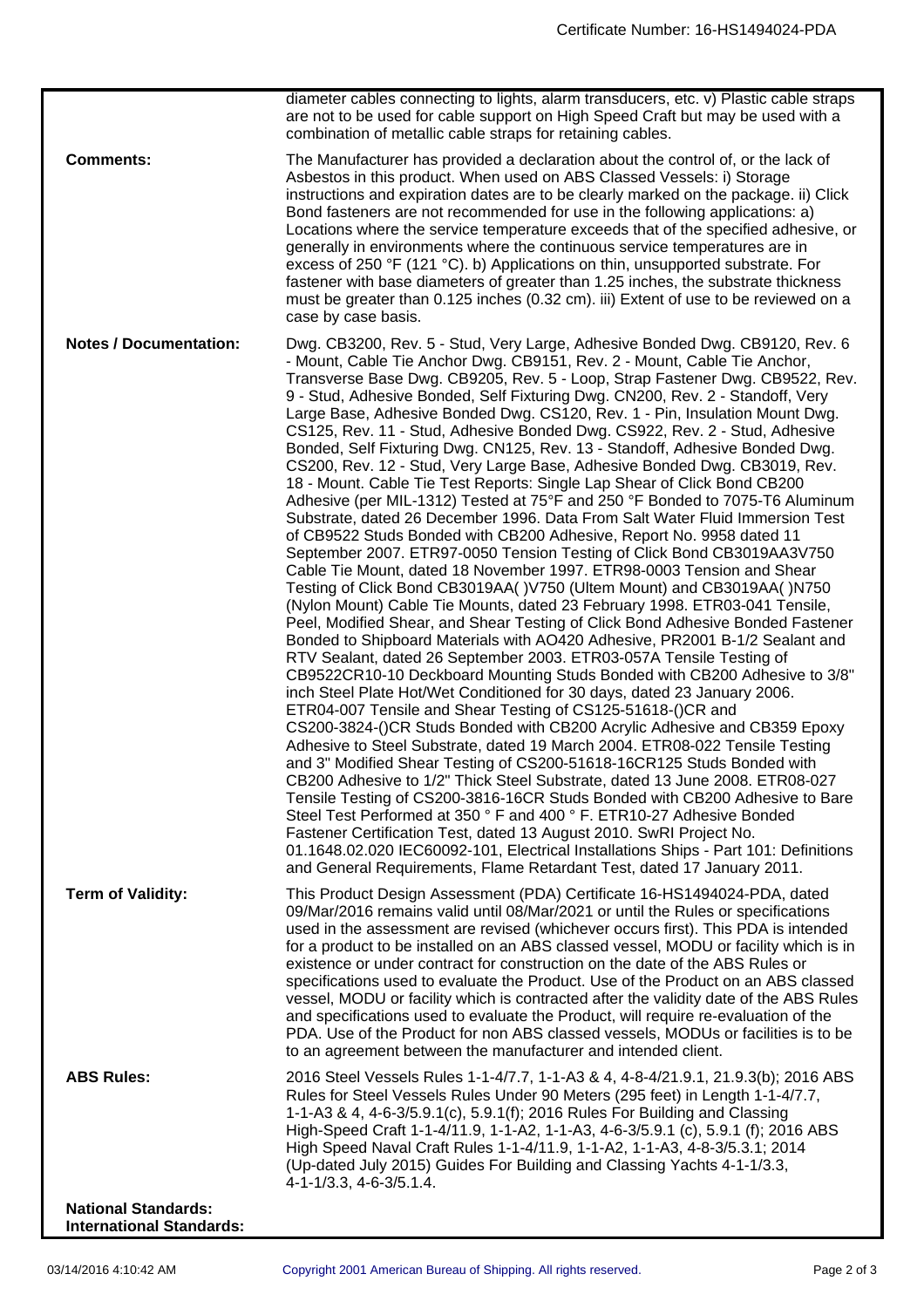| | |
|---|---|
| | diameter cables connecting to lights, alarm transducers, etc. v) Plastic cable straps are not to be used for cable support on High Speed Craft but may be used with a combination of metallic cable straps for retaining cables. |
| **Comments:** | The Manufacturer has provided a declaration about the control of, or the lack of Asbestos in this product. When used on ABS Classed Vessels: i) Storage instructions and expiration dates are to be clearly marked on the package. ii) Click Bond fasteners are not recommended for use in the following applications: a) Locations where the service temperature exceeds that of the specified adhesive, or generally in environments where the continuous service temperatures are in excess of 250 °F (121 °C). b) Applications on thin, unsupported substrate. For fastener with base diameters of greater than 1.25 inches, the substrate thickness must be greater than 0.125 inches (0.32 cm). iii) Extent of use to be reviewed on a case by case basis. |
| **Notes / Documentation:** | Dwg. CB3200, Rev. 5 - Stud, Very Large, Adhesive Bonded Dwg. CB9120, Rev. 6 - Mount, Cable Tie Anchor Dwg. CB9151, Rev. 2 - Mount, Cable Tie Anchor, Transverse Base Dwg. CB9205, Rev. 5 - Loop, Strap Fastener Dwg. CB9522, Rev. 9 - Stud, Adhesive Bonded, Self Fixturing Dwg. CN200, Rev. 2 - Standoff, Very Large Base, Adhesive Bonded Dwg. CS120, Rev. 1 - Pin, Insulation Mount Dwg. CS125, Rev. 11 - Stud, Adhesive Bonded Dwg. CS922, Rev. 2 - Stud, Adhesive Bonded, Self Fixturing Dwg. CN125, Rev. 13 - Standoff, Adhesive Bonded Dwg. CS200, Rev. 12 - Stud, Very Large Base, Adhesive Bonded Dwg. CB3019, Rev. 18 - Mount. Cable Tie Test Reports: Single Lap Shear of Click Bond CB200 Adhesive (per MIL-1312) Tested at 75°F and 250 °F Bonded to 7075-T6 Aluminum Substrate, dated 26 December 1996. Data From Salt Water Fluid Immersion Test of CB9522 Studs Bonded with CB200 Adhesive, Report No. 9958 dated 11 September 2007. ETR97-0050 Tension Testing of Click Bond CB3019AA3V750 Cable Tie Mount, dated 18 November 1997. ETR98-0003 Tension and Shear Testing of Click Bond CB3019AA( )V750 (Ultem Mount) and CB3019AA( )N750 (Nylon Mount) Cable Tie Mounts, dated 23 February 1998. ETR03-041 Tensile, Peel, Modified Shear, and Shear Testing of Click Bond Adhesive Bonded Fastener Bonded to Shipboard Materials with AO420 Adhesive, PR2001 B-1/2 Sealant and RTV Sealant, dated 26 September 2003. ETR03-057A Tensile Testing of CB9522CR10-10 Deckboard Mounting Studs Bonded with CB200 Adhesive to 3/8" inch Steel Plate Hot/Wet Conditioned for 30 days, dated 23 January 2006. ETR04-007 Tensile and Shear Testing of CS125-51618-()CR and CS200-3824-()CR Studs Bonded with CB200 Acrylic Adhesive and CB359 Epoxy Adhesive to Steel Substrate, dated 19 March 2004. ETR08-022 Tensile Testing and 3" Modified Shear Testing of CS200-51618-16CR125 Studs Bonded with CB200 Adhesive to 1/2" Thick Steel Substrate, dated 13 June 2008. ETR08-027 Tensile Testing of CS200-3816-16CR Studs Bonded with CB200 Adhesive to Bare Steel Test Performed at 350 ° F and 400 ° F. ETR10-27 Adhesive Bonded Fastener Certification Test, dated 13 August 2010. SwRI Project No. 01.1648.02.020 IEC60092-101, Electrical Installations Ships - Part 101: Definitions and General Requirements, Flame Retardant Test, dated 17 January 2011. |
| **Term of Validity:** | This Product Design Assessment (PDA) Certificate 16-HS1494024-PDA, dated 09/Mar/2016 remains valid until 08/Mar/2021 or until the Rules or specifications used in the assessment are revised (whichever occurs first). This PDA is intended for a product to be installed on an ABS classed vessel, MODU or facility which is in existence or under contract for construction on the date of the ABS Rules or specifications used to evaluate the Product. Use of the Product on an ABS classed vessel, MODU or facility which is contracted after the validity date of the ABS Rules and specifications used to evaluate the Product, will require re-evaluation of the PDA. Use of the Product for non ABS classed vessels, MODUs or facilities is to be to an agreement between the manufacturer and intended client. |
| **ABS Rules:** | 2016 Steel Vessels Rules 1-1-4/7.7, 1-1-A3 & 4, 4-8-4/21.9.1, 21.9.3(b); 2016 ABS Rules for Steel Vessels Rules Under 90 Meters (295 feet) in Length 1-1-4/7.7, 1-1-A3 & 4, 4-6-3/5.9.1(c), 5.9.1(f); 2016 Rules For Building and Classing High-Speed Craft 1-1-4/11.9, 1-1-A2, 1-1-A3, 4-6-3/5.9.1 (c), 5.9.1 (f); 2016 ABS High Speed Naval Craft Rules 1-1-4/11.9, 1-1-A2, 1-1-A3, 4-8-3/5.3.1; 2014 (Up-dated July 2015) Guides For Building and Classing Yachts 4-1-1/3.3, 4-1-1/3.3, 4-6-3/5.1.4. |
| **National Standards:** | |
| **International Standards:** | |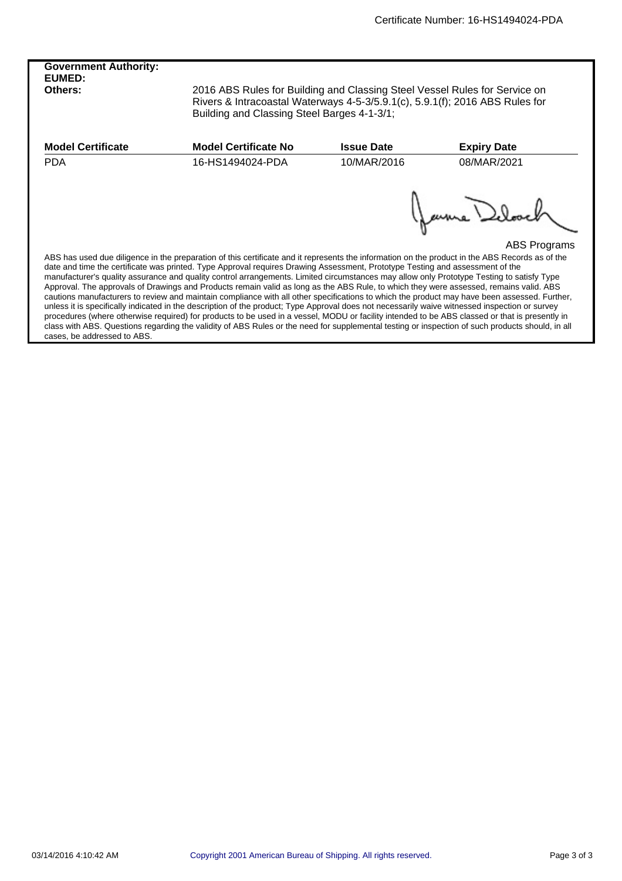Certificate Number: 16-HS1494024-PDA

**Government Authority:**
**EUMED:**
**Others:** 2016 ABS Rules for Building and Classing Steel Vessel Rules for Service on Rivers & Intracoastal Waterways 4-5-3/5.9.1(c), 5.9.1(f); 2016 ABS Rules for Building and Classing Steel Barges 4-1-3/1;

| Model Certificate | Model Certificate No | Issue Date | Expiry Date |
| --- | --- | --- | --- |
| PDA | 16-HS1494024-PDA | 10/MAR/2016 | 08/MAR/2021 |

ABS Programs

ABS has used due diligence in the preparation of this certificate and it represents the information on the product in the ABS Records as of the date and time the certificate was printed. Type Approval requires Drawing Assessment, Prototype Testing and assessment of the manufacturer's quality assurance and quality control arrangements. Limited circumstances may allow only Prototype Testing to satisfy Type Approval. The approvals of Drawings and Products remain valid as long as the ABS Rule, to which they were assessed, remains valid. ABS cautions manufacturers to review and maintain compliance with all other specifications to which the product may have been assessed. Further, unless it is specifically indicated in the description of the product; Type Approval does not necessarily waive witnessed inspection or survey procedures (where otherwise required) for products to be used in a vessel, MODU or facility intended to be ABS classed or that is presently in class with ABS. Questions regarding the validity of ABS Rules or the need for supplemental testing or inspection of such products should, in all cases, be addressed to ABS.

03/14/2016 4:10:42 AM Copyright 2001 American Bureau of Shipping. All rights reserved.